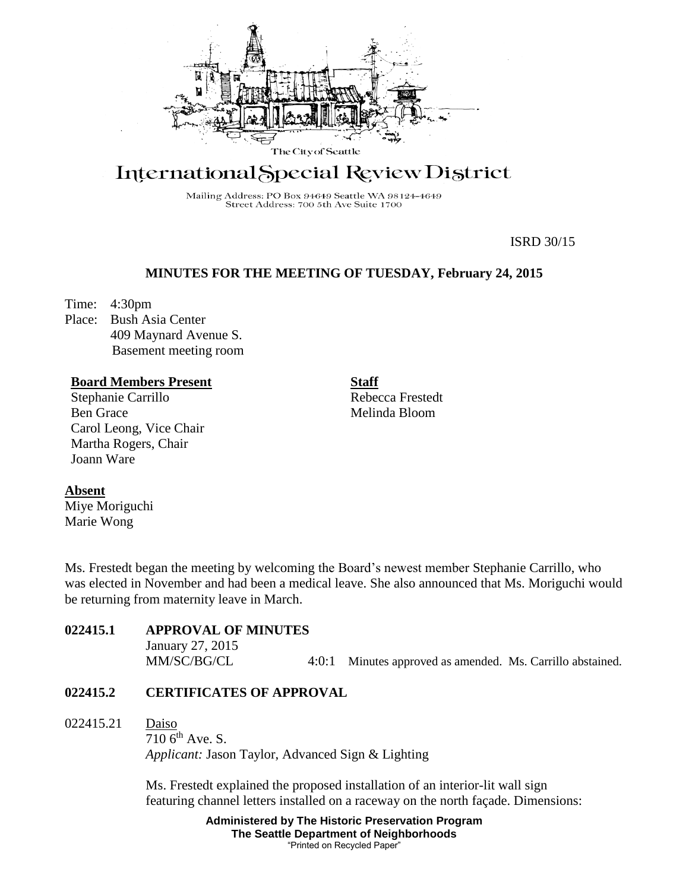The City of Seattle

# International Special Review District

Mailing Address: PO Box 94649 Seattle WA 98124-4649
Street Address: 700 5th Ave Suite 1700

ISRD 30/15

## MINUTES FOR THE MEETING OF TUESDAY, February 24, 2015

Time: 4:30pm
Place: Bush Asia Center
409 Maynard Avenue S.
Basement meeting room

**Board Members Present**
Stephanie Carrillo
Ben Grace
Carol Leong, Vice Chair
Martha Rogers, Chair
Joann Ware

**Staff**
Rebecca Frestedt
Melinda Bloom

**Absent**
Miye Moriguchi
Marie Wong

Ms. Frestedt began the meeting by welcoming the Board's newest member Stephanie Carrillo, who was elected in November and had been a medical leave. She also announced that Ms. Moriguchi would be returning from maternity leave in March.

**022415.1 APPROVAL OF MINUTES**

January 27, 2015
MM/SC/BG/CL 4:0:1 Minutes approved as amended. Ms. Carrillo abstained.

**022415.2 CERTIFICATES OF APPROVAL**

022415.21 Daiso
710 6th Ave. S.
*Applicant:* Jason Taylor, Advanced Sign & Lighting

Ms. Frestedt explained the proposed installation of an interior-lit wall sign featuring channel letters installed on a raceway on the north façade. Dimensions:

Administered by The Historic Preservation Program
The Seattle Department of Neighborhoods
"Printed on Recycled Paper"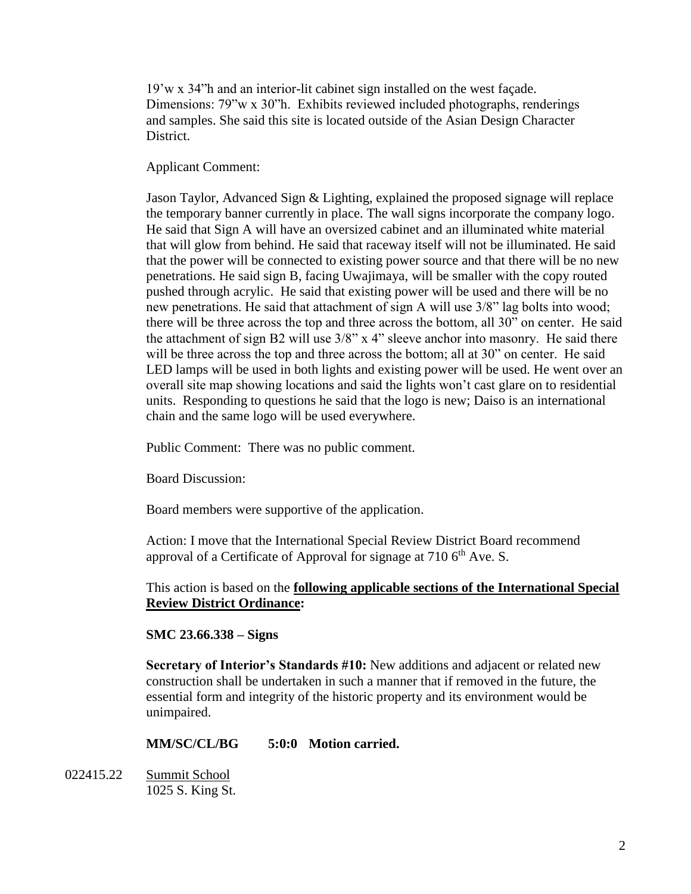19'w x 34"h and an interior-lit cabinet sign installed on the west façade. Dimensions: 79"w x 30"h. Exhibits reviewed included photographs, renderings and samples. She said this site is located outside of the Asian Design Character District.

Applicant Comment:

Jason Taylor, Advanced Sign & Lighting, explained the proposed signage will replace the temporary banner currently in place. The wall signs incorporate the company logo. He said that Sign A will have an oversized cabinet and an illuminated white material that will glow from behind. He said that raceway itself will not be illuminated. He said that the power will be connected to existing power source and that there will be no new penetrations. He said sign B, facing Uwajimaya, will be smaller with the copy routed pushed through acrylic. He said that existing power will be used and there will be no new penetrations. He said that attachment of sign A will use 3/8" lag bolts into wood; there will be three across the top and three across the bottom, all 30" on center. He said the attachment of sign B2 will use 3/8" x 4" sleeve anchor into masonry. He said there will be three across the top and three across the bottom; all at 30" on center. He said LED lamps will be used in both lights and existing power will be used. He went over an overall site map showing locations and said the lights won't cast glare on to residential units. Responding to questions he said that the logo is new; Daiso is an international chain and the same logo will be used everywhere.

Public Comment: There was no public comment.

Board Discussion:

Board members were supportive of the application.

Action: I move that the International Special Review District Board recommend approval of a Certificate of Approval for signage at 710 6th Ave. S.

This action is based on the **following applicable sections of the International Special Review District Ordinance:**

**SMC 23.66.338 – Signs**

**Secretary of Interior's Standards #10:** New additions and adjacent or related new construction shall be undertaken in such a manner that if removed in the future, the essential form and integrity of the historic property and its environment would be unimpaired.

**MM/SC/CL/BG 5:0:0 Motion carried.**

022415.22 Summit School
1025 S. King St.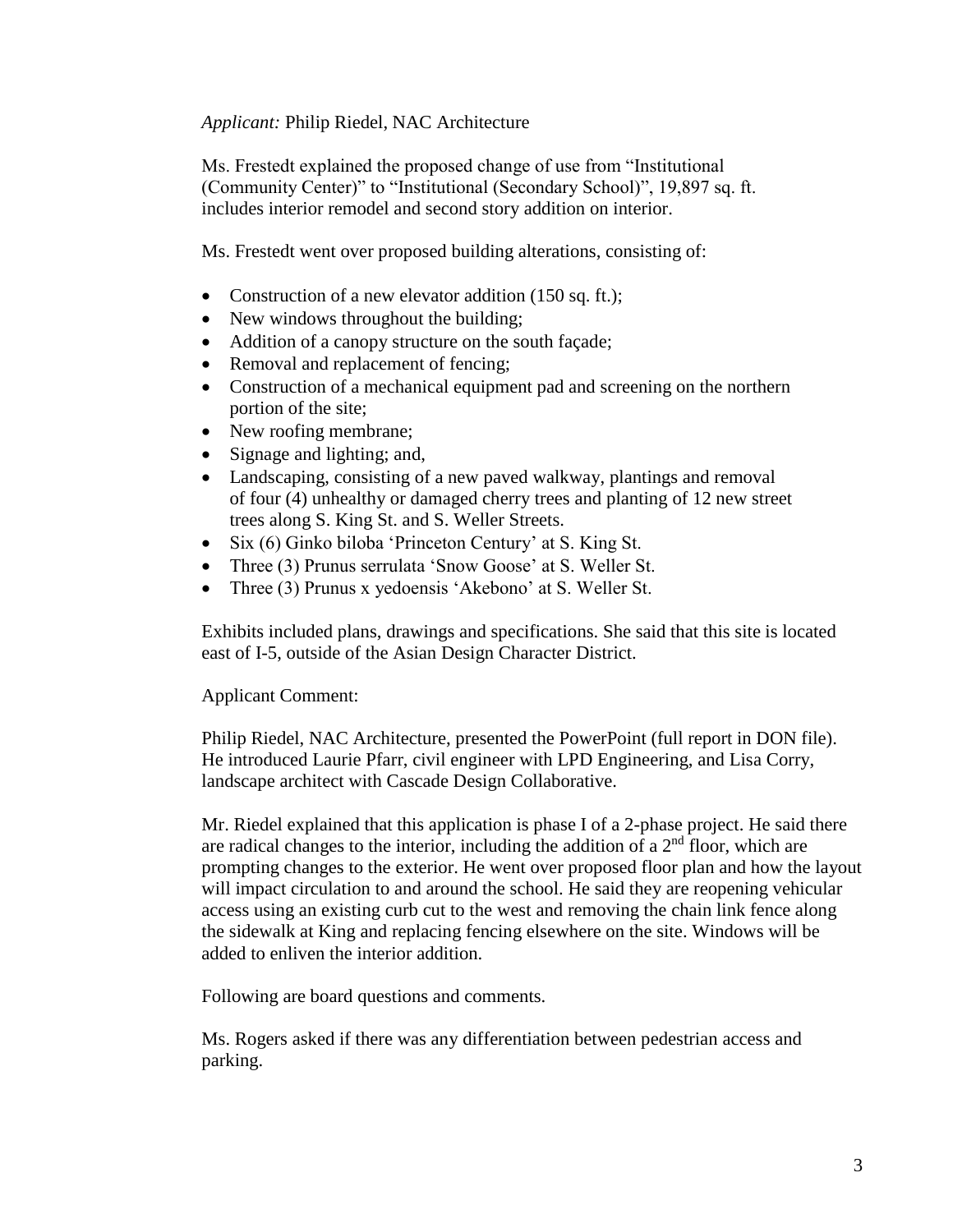*Applicant:* Philip Riedel, NAC Architecture

Ms. Frestedt explained the proposed change of use from "Institutional (Community Center)" to "Institutional (Secondary School)", 19,897 sq. ft. includes interior remodel and second story addition on interior.

Ms. Frestedt went over proposed building alterations, consisting of:

- Construction of a new elevator addition (150 sq. ft.);
- New windows throughout the building;
- Addition of a canopy structure on the south façade;
- Removal and replacement of fencing;
- Construction of a mechanical equipment pad and screening on the northern portion of the site;
- New roofing membrane;
- Signage and lighting; and,
- Landscaping, consisting of a new paved walkway, plantings and removal of four (4) unhealthy or damaged cherry trees and planting of 12 new street trees along S. King St. and S. Weller Streets.
- Six (6) Ginko biloba 'Princeton Century' at S. King St.
- Three (3) Prunus serrulata 'Snow Goose' at S. Weller St.
- Three (3) Prunus x yedoensis 'Akebono' at S. Weller St.

Exhibits included plans, drawings and specifications. She said that this site is located east of I-5, outside of the Asian Design Character District.

Applicant Comment:

Philip Riedel, NAC Architecture, presented the PowerPoint (full report in DON file). He introduced Laurie Pfarr, civil engineer with LPD Engineering, and Lisa Corry, landscape architect with Cascade Design Collaborative.

Mr. Riedel explained that this application is phase I of a 2-phase project. He said there are radical changes to the interior, including the addition of a 2nd floor, which are prompting changes to the exterior. He went over proposed floor plan and how the layout will impact circulation to and around the school. He said they are reopening vehicular access using an existing curb cut to the west and removing the chain link fence along the sidewalk at King and replacing fencing elsewhere on the site. Windows will be added to enliven the interior addition.

Following are board questions and comments.

Ms. Rogers asked if there was any differentiation between pedestrian access and parking.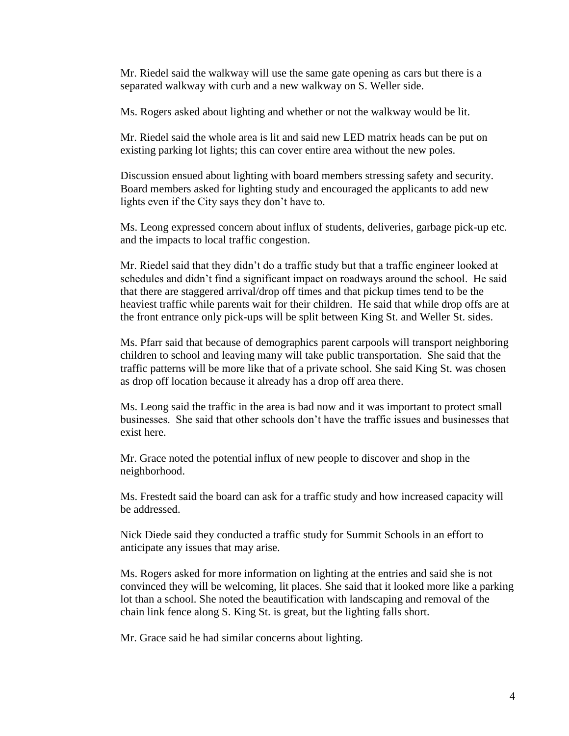Mr. Riedel said the walkway will use the same gate opening as cars but there is a separated walkway with curb and a new walkway on S. Weller side.

Ms. Rogers asked about lighting and whether or not the walkway would be lit.

Mr. Riedel said the whole area is lit and said new LED matrix heads can be put on existing parking lot lights; this can cover entire area without the new poles.

Discussion ensued about lighting with board members stressing safety and security. Board members asked for lighting study and encouraged the applicants to add new lights even if the City says they don't have to.

Ms. Leong expressed concern about influx of students, deliveries, garbage pick-up etc. and the impacts to local traffic congestion.

Mr. Riedel said that they didn't do a traffic study but that a traffic engineer looked at schedules and didn't find a significant impact on roadways around the school. He said that there are staggered arrival/drop off times and that pickup times tend to be the heaviest traffic while parents wait for their children. He said that while drop offs are at the front entrance only pick-ups will be split between King St. and Weller St. sides.

Ms. Pfarr said that because of demographics parent carpools will transport neighboring children to school and leaving many will take public transportation. She said that the traffic patterns will be more like that of a private school. She said King St. was chosen as drop off location because it already has a drop off area there.

Ms. Leong said the traffic in the area is bad now and it was important to protect small businesses. She said that other schools don't have the traffic issues and businesses that exist here.

Mr. Grace noted the potential influx of new people to discover and shop in the neighborhood.

Ms. Frestedt said the board can ask for a traffic study and how increased capacity will be addressed.

Nick Diede said they conducted a traffic study for Summit Schools in an effort to anticipate any issues that may arise.

Ms. Rogers asked for more information on lighting at the entries and said she is not convinced they will be welcoming, lit places. She said that it looked more like a parking lot than a school. She noted the beautification with landscaping and removal of the chain link fence along S. King St. is great, but the lighting falls short.

Mr. Grace said he had similar concerns about lighting.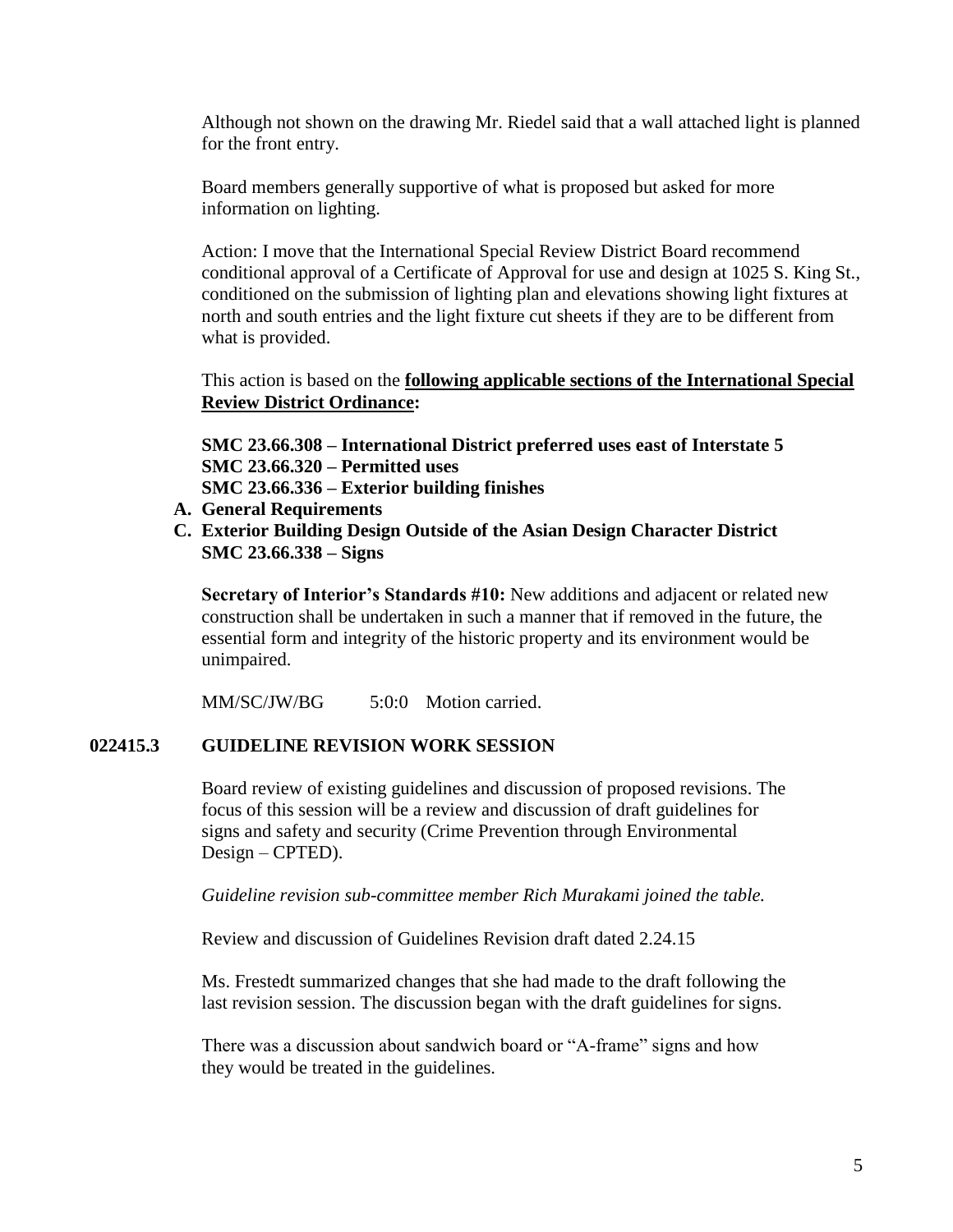Although not shown on the drawing Mr. Riedel said that a wall attached light is planned for the front entry.

Board members generally supportive of what is proposed but asked for more information on lighting.

Action: I move that the International Special Review District Board recommend conditional approval of a Certificate of Approval for use and design at 1025 S. King St., conditioned on the submission of lighting plan and elevations showing light fixtures at north and south entries and the light fixture cut sheets if they are to be different from what is provided.

This action is based on the **following applicable sections of the International Special Review District Ordinance:**

**SMC 23.66.308 – International District preferred uses east of Interstate 5**
**SMC 23.66.320 – Permitted uses**
**SMC 23.66.336 – Exterior building finishes**

**A. General Requirements**
**C. Exterior Building Design Outside of the Asian Design Character District**

**SMC 23.66.338 – Signs**

**Secretary of Interior's Standards #10:** New additions and adjacent or related new construction shall be undertaken in such a manner that if removed in the future, the essential form and integrity of the historic property and its environment would be unimpaired.

MM/SC/JW/BG 5:0:0 Motion carried.

## 022415.3 GUIDELINE REVISION WORK SESSION

Board review of existing guidelines and discussion of proposed revisions. The focus of this session will be a review and discussion of draft guidelines for signs and safety and security (Crime Prevention through Environmental Design – CPTED).

*Guideline revision sub-committee member Rich Murakami joined the table.*

Review and discussion of Guidelines Revision draft dated 2.24.15

Ms. Frestedt summarized changes that she had made to the draft following the last revision session. The discussion began with the draft guidelines for signs.

There was a discussion about sandwich board or "A-frame" signs and how they would be treated in the guidelines.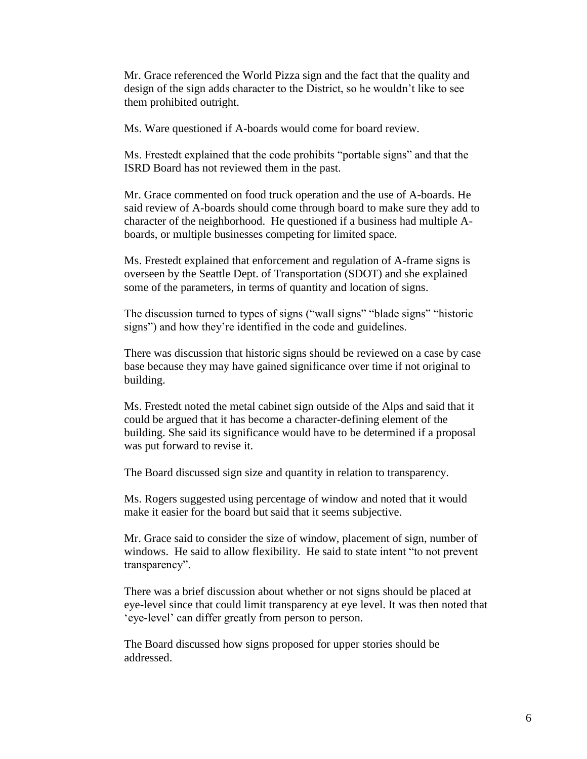Mr. Grace referenced the World Pizza sign and the fact that the quality and design of the sign adds character to the District, so he wouldn't like to see them prohibited outright.

Ms. Ware questioned if A-boards would come for board review.

Ms. Frestedt explained that the code prohibits "portable signs" and that the ISRD Board has not reviewed them in the past.

Mr. Grace commented on food truck operation and the use of A-boards. He said review of A-boards should come through board to make sure they add to character of the neighborhood. He questioned if a business had multiple A-boards, or multiple businesses competing for limited space.

Ms. Frestedt explained that enforcement and regulation of A-frame signs is overseen by the Seattle Dept. of Transportation (SDOT) and she explained some of the parameters, in terms of quantity and location of signs.

The discussion turned to types of signs ("wall signs" "blade signs" "historic signs") and how they're identified in the code and guidelines.

There was discussion that historic signs should be reviewed on a case by case base because they may have gained significance over time if not original to building.

Ms. Frestedt noted the metal cabinet sign outside of the Alps and said that it could be argued that it has become a character-defining element of the building. She said its significance would have to be determined if a proposal was put forward to revise it.

The Board discussed sign size and quantity in relation to transparency.

Ms. Rogers suggested using percentage of window and noted that it would make it easier for the board but said that it seems subjective.

Mr. Grace said to consider the size of window, placement of sign, number of windows. He said to allow flexibility. He said to state intent "to not prevent transparency".

There was a brief discussion about whether or not signs should be placed at eye-level since that could limit transparency at eye level. It was then noted that 'eye-level' can differ greatly from person to person.

The Board discussed how signs proposed for upper stories should be addressed.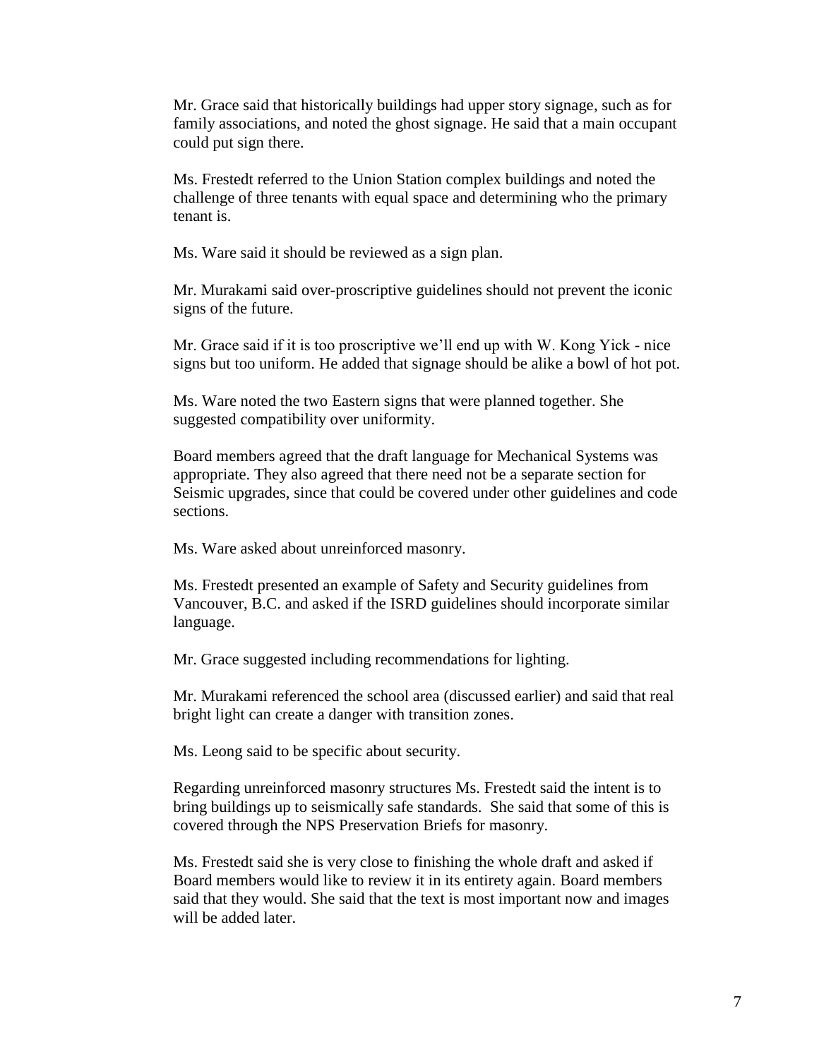Mr. Grace said that historically buildings had upper story signage, such as for family associations, and noted the ghost signage. He said that a main occupant could put sign there.

Ms. Frestedt referred to the Union Station complex buildings and noted the challenge of three tenants with equal space and determining who the primary tenant is.

Ms. Ware said it should be reviewed as a sign plan.

Mr. Murakami said over-proscriptive guidelines should not prevent the iconic signs of the future.

Mr. Grace said if it is too proscriptive we'll end up with W. Kong Yick - nice signs but too uniform. He added that signage should be alike a bowl of hot pot.

Ms. Ware noted the two Eastern signs that were planned together. She suggested compatibility over uniformity.

Board members agreed that the draft language for Mechanical Systems was appropriate. They also agreed that there need not be a separate section for Seismic upgrades, since that could be covered under other guidelines and code sections.

Ms. Ware asked about unreinforced masonry.

Ms. Frestedt presented an example of Safety and Security guidelines from Vancouver, B.C. and asked if the ISRD guidelines should incorporate similar language.

Mr. Grace suggested including recommendations for lighting.

Mr. Murakami referenced the school area (discussed earlier) and said that real bright light can create a danger with transition zones.

Ms. Leong said to be specific about security.

Regarding unreinforced masonry structures Ms. Frestedt said the intent is to bring buildings up to seismically safe standards. She said that some of this is covered through the NPS Preservation Briefs for masonry.

Ms. Frestedt said she is very close to finishing the whole draft and asked if Board members would like to review it in its entirety again. Board members said that they would. She said that the text is most important now and images will be added later.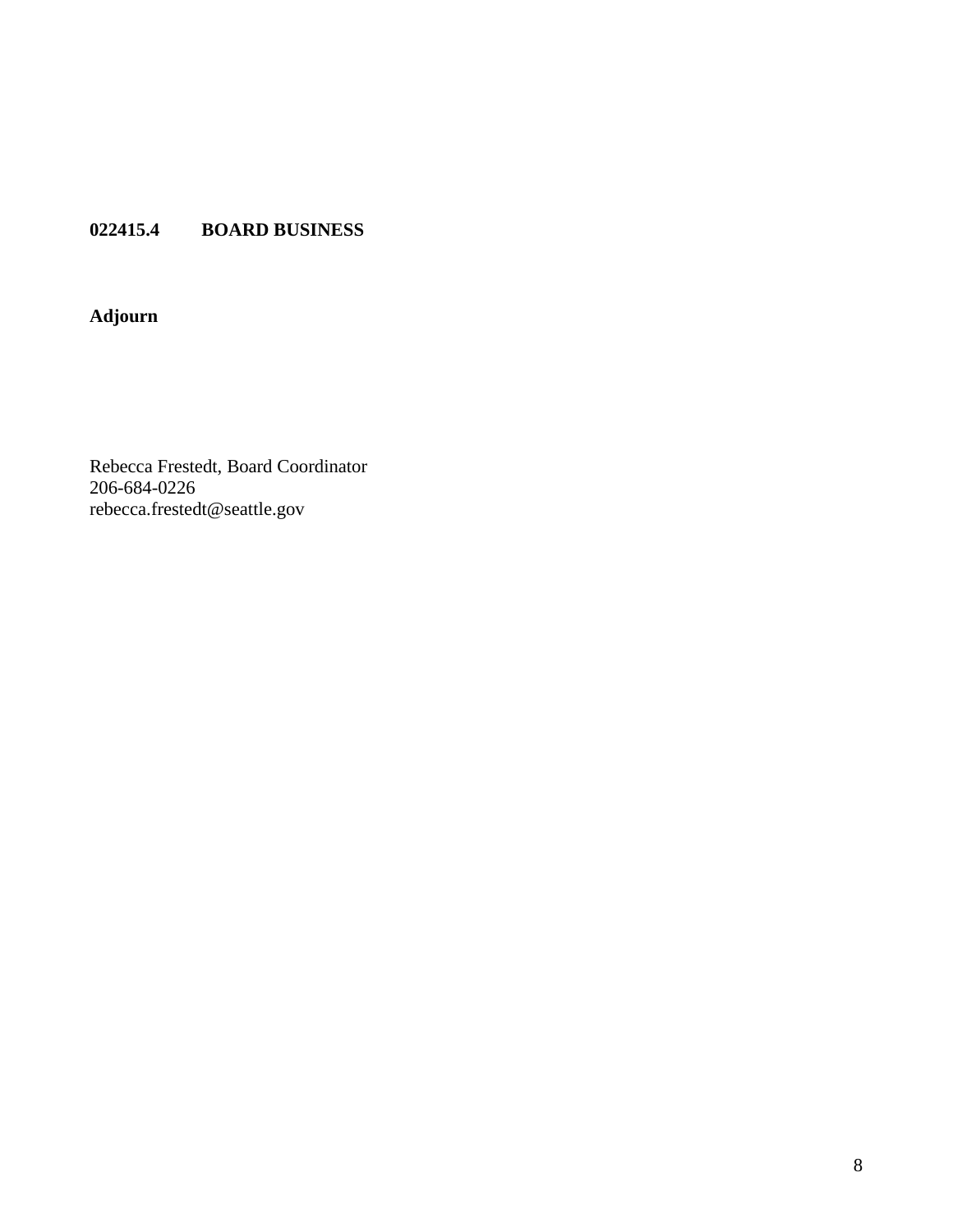**022415.4 BOARD BUSINESS**

**Adjourn**

Rebecca Frestedt, Board Coordinator
206-684-0226
rebecca.frestedt@seattle.gov